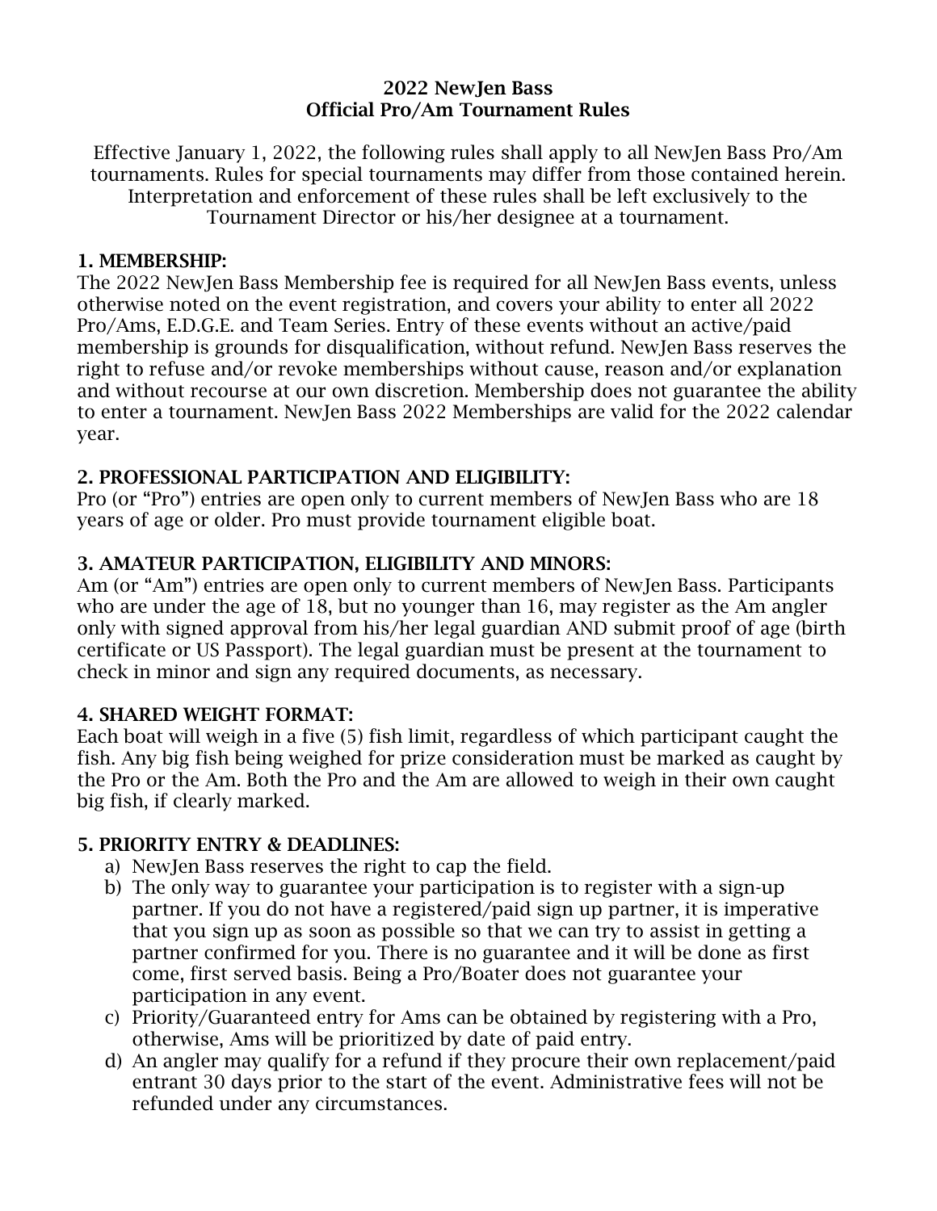# 2022 NewJen Bass
# Official Pro/Am Tournament Rules

Effective January 1, 2022, the following rules shall apply to all NewJen Bass Pro/Am tournaments. Rules for special tournaments may differ from those contained herein. Interpretation and enforcement of these rules shall be left exclusively to the Tournament Director or his/her designee at a tournament.

## 1. MEMBERSHIP:

The 2022 NewJen Bass Membership fee is required for all NewJen Bass events, unless otherwise noted on the event registration, and covers your ability to enter all 2022 Pro/Ams, E.D.G.E. and Team Series. Entry of these events without an active/paid membership is grounds for disqualification, without refund. NewJen Bass reserves the right to refuse and/or revoke memberships without cause, reason and/or explanation and without recourse at our own discretion. Membership does not guarantee the ability to enter a tournament. NewJen Bass 2022 Memberships are valid for the 2022 calendar year.

## 2. PROFESSIONAL PARTICIPATION AND ELIGIBILITY:

Pro (or "Pro") entries are open only to current members of NewJen Bass who are 18 years of age or older. Pro must provide tournament eligible boat.

## 3. AMATEUR PARTICIPATION, ELIGIBILITY AND MINORS:

Am (or "Am") entries are open only to current members of NewJen Bass. Participants who are under the age of 18, but no younger than 16, may register as the Am angler only with signed approval from his/her legal guardian AND submit proof of age (birth certificate or US Passport). The legal guardian must be present at the tournament to check in minor and sign any required documents, as necessary.

## 4. SHARED WEIGHT FORMAT:

Each boat will weigh in a five (5) fish limit, regardless of which participant caught the fish. Any big fish being weighed for prize consideration must be marked as caught by the Pro or the Am. Both the Pro and the Am are allowed to weigh in their own caught big fish, if clearly marked.

## 5. PRIORITY ENTRY & DEADLINES:

a) NewJen Bass reserves the right to cap the field.
b) The only way to guarantee your participation is to register with a sign-up partner. If you do not have a registered/paid sign up partner, it is imperative that you sign up as soon as possible so that we can try to assist in getting a partner confirmed for you. There is no guarantee and it will be done as first come, first served basis. Being a Pro/Boater does not guarantee your participation in any event.
c) Priority/Guaranteed entry for Ams can be obtained by registering with a Pro, otherwise, Ams will be prioritized by date of paid entry.
d) An angler may qualify for a refund if they procure their own replacement/paid entrant 30 days prior to the start of the event. Administrative fees will not be refunded under any circumstances.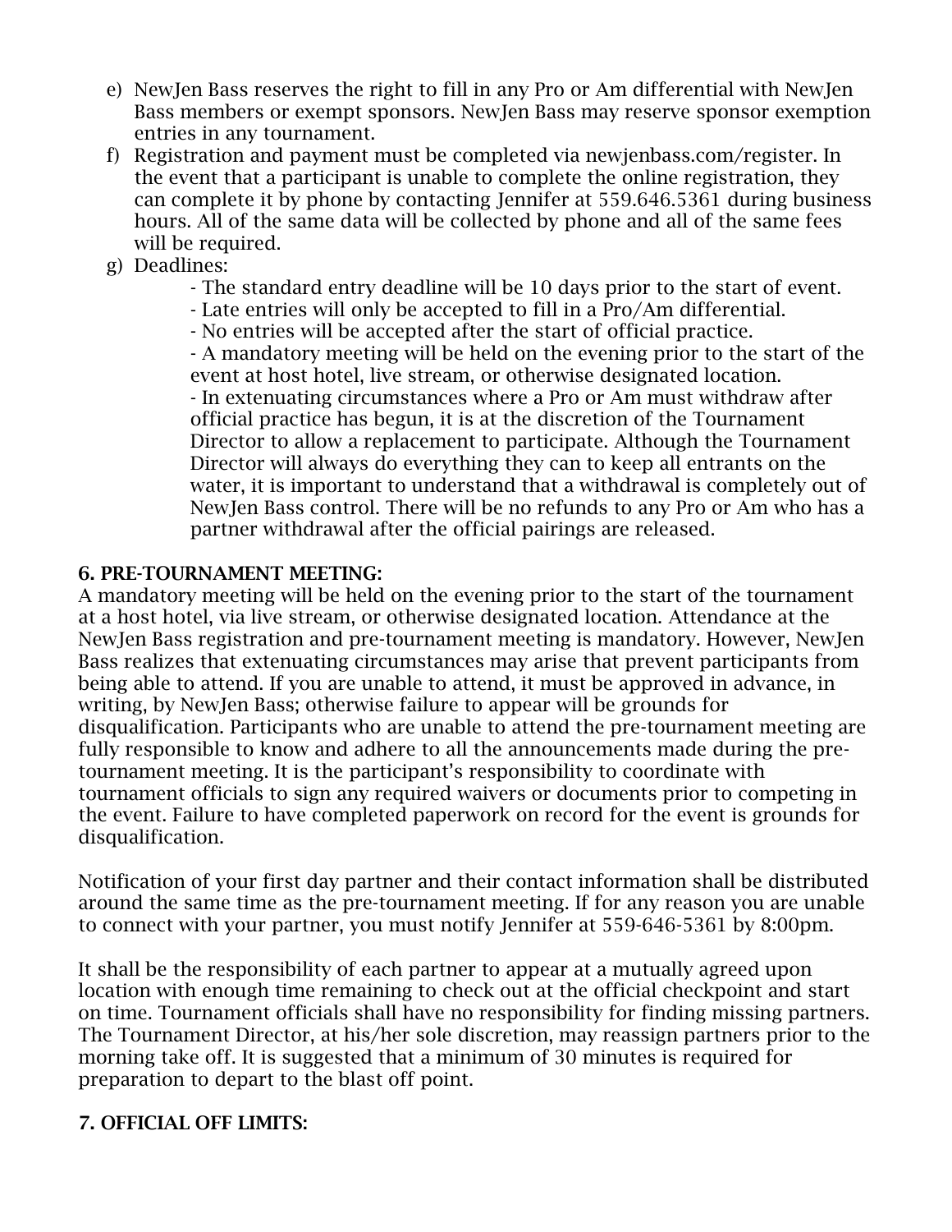e) NewJen Bass reserves the right to fill in any Pro or Am differential with NewJen Bass members or exempt sponsors. NewJen Bass may reserve sponsor exemption entries in any tournament.

f) Registration and payment must be completed via newjenbass.com/register. In the event that a participant is unable to complete the online registration, they can complete it by phone by contacting Jennifer at 559.646.5361 during business hours. All of the same data will be collected by phone and all of the same fees will be required.

g) Deadlines:

   - The standard entry deadline will be 10 days prior to the start of event.
   - Late entries will only be accepted to fill in a Pro/Am differential.
   - No entries will be accepted after the start of official practice.
   - A mandatory meeting will be held on the evening prior to the start of the event at host hotel, live stream, or otherwise designated location.
   - In extenuating circumstances where a Pro or Am must withdraw after official practice has begun, it is at the discretion of the Tournament Director to allow a replacement to participate. Although the Tournament Director will always do everything they can to keep all entrants on the water, it is important to understand that a withdrawal is completely out of NewJen Bass control. There will be no refunds to any Pro or Am who has a partner withdrawal after the official pairings are released.

## 6. PRE-TOURNAMENT MEETING:

A mandatory meeting will be held on the evening prior to the start of the tournament at a host hotel, via live stream, or otherwise designated location. Attendance at the NewJen Bass registration and pre-tournament meeting is mandatory. However, NewJen Bass realizes that extenuating circumstances may arise that prevent participants from being able to attend. If you are unable to attend, it must be approved in advance, in writing, by NewJen Bass; otherwise failure to appear will be grounds for disqualification. Participants who are unable to attend the pre-tournament meeting are fully responsible to know and adhere to all the announcements made during the pre-tournament meeting. It is the participant's responsibility to coordinate with tournament officials to sign any required waivers or documents prior to competing in the event. Failure to have completed paperwork on record for the event is grounds for disqualification.

Notification of your first day partner and their contact information shall be distributed around the same time as the pre-tournament meeting. If for any reason you are unable to connect with your partner, you must notify Jennifer at 559-646-5361 by 8:00pm.

It shall be the responsibility of each partner to appear at a mutually agreed upon location with enough time remaining to check out at the official checkpoint and start on time. Tournament officials shall have no responsibility for finding missing partners. The Tournament Director, at his/her sole discretion, may reassign partners prior to the morning take off. It is suggested that a minimum of 30 minutes is required for preparation to depart to the blast off point.

## 7. OFFICIAL OFF LIMITS: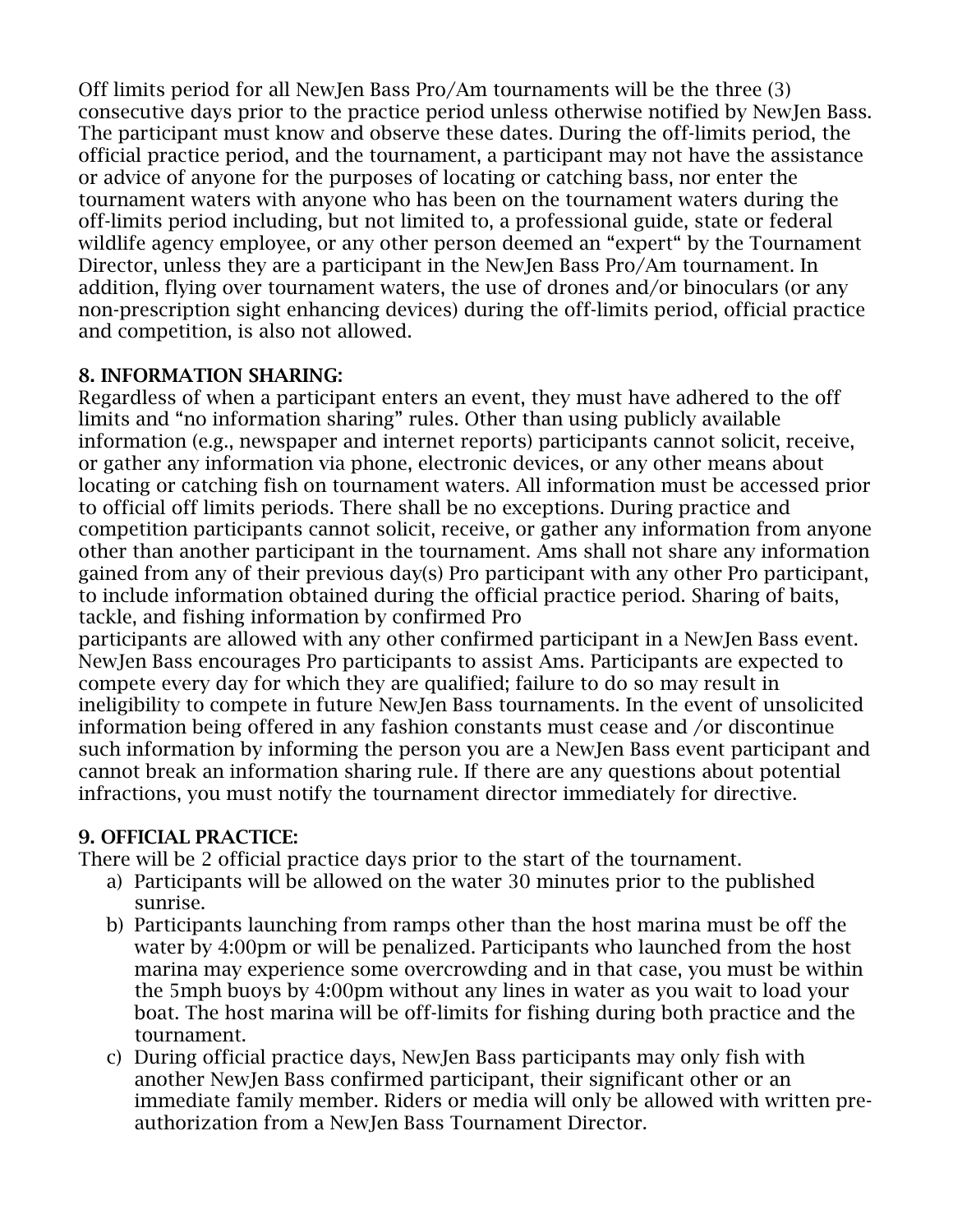Off limits period for all NewJen Bass Pro/Am tournaments will be the three (3) consecutive days prior to the practice period unless otherwise notified by NewJen Bass. The participant must know and observe these dates. During the off-limits period, the official practice period, and the tournament, a participant may not have the assistance or advice of anyone for the purposes of locating or catching bass, nor enter the tournament waters with anyone who has been on the tournament waters during the off-limits period including, but not limited to, a professional guide, state or federal wildlife agency employee, or any other person deemed an "expert" by the Tournament Director, unless they are a participant in the NewJen Bass Pro/Am tournament. In addition, flying over tournament waters, the use of drones and/or binoculars (or any non-prescription sight enhancing devices) during the off-limits period, official practice and competition, is also not allowed.

**8. INFORMATION SHARING:**

Regardless of when a participant enters an event, they must have adhered to the off limits and "no information sharing" rules. Other than using publicly available information (e.g., newspaper and internet reports) participants cannot solicit, receive, or gather any information via phone, electronic devices, or any other means about locating or catching fish on tournament waters. All information must be accessed prior to official off limits periods. There shall be no exceptions. During practice and competition participants cannot solicit, receive, or gather any information from anyone other than another participant in the tournament. Ams shall not share any information gained from any of their previous day(s) Pro participant with any other Pro participant, to include information obtained during the official practice period. Sharing of baits, tackle, and fishing information by confirmed Pro participants are allowed with any other confirmed participant in a NewJen Bass event. NewJen Bass encourages Pro participants to assist Ams. Participants are expected to compete every day for which they are qualified; failure to do so may result in ineligibility to compete in future NewJen Bass tournaments. In the event of unsolicited information being offered in any fashion constants must cease and /or discontinue such information by informing the person you are a NewJen Bass event participant and cannot break an information sharing rule. If there are any questions about potential infractions, you must notify the tournament director immediately for directive.

**9. OFFICIAL PRACTICE:**

There will be 2 official practice days prior to the start of the tournament.

a) Participants will be allowed on the water 30 minutes prior to the published sunrise.
b) Participants launching from ramps other than the host marina must be off the water by 4:00pm or will be penalized. Participants who launched from the host marina may experience some overcrowding and in that case, you must be within the 5mph buoys by 4:00pm without any lines in water as you wait to load your boat. The host marina will be off-limits for fishing during both practice and the tournament.
c) During official practice days, NewJen Bass participants may only fish with another NewJen Bass confirmed participant, their significant other or an immediate family member. Riders or media will only be allowed with written pre-authorization from a NewJen Bass Tournament Director.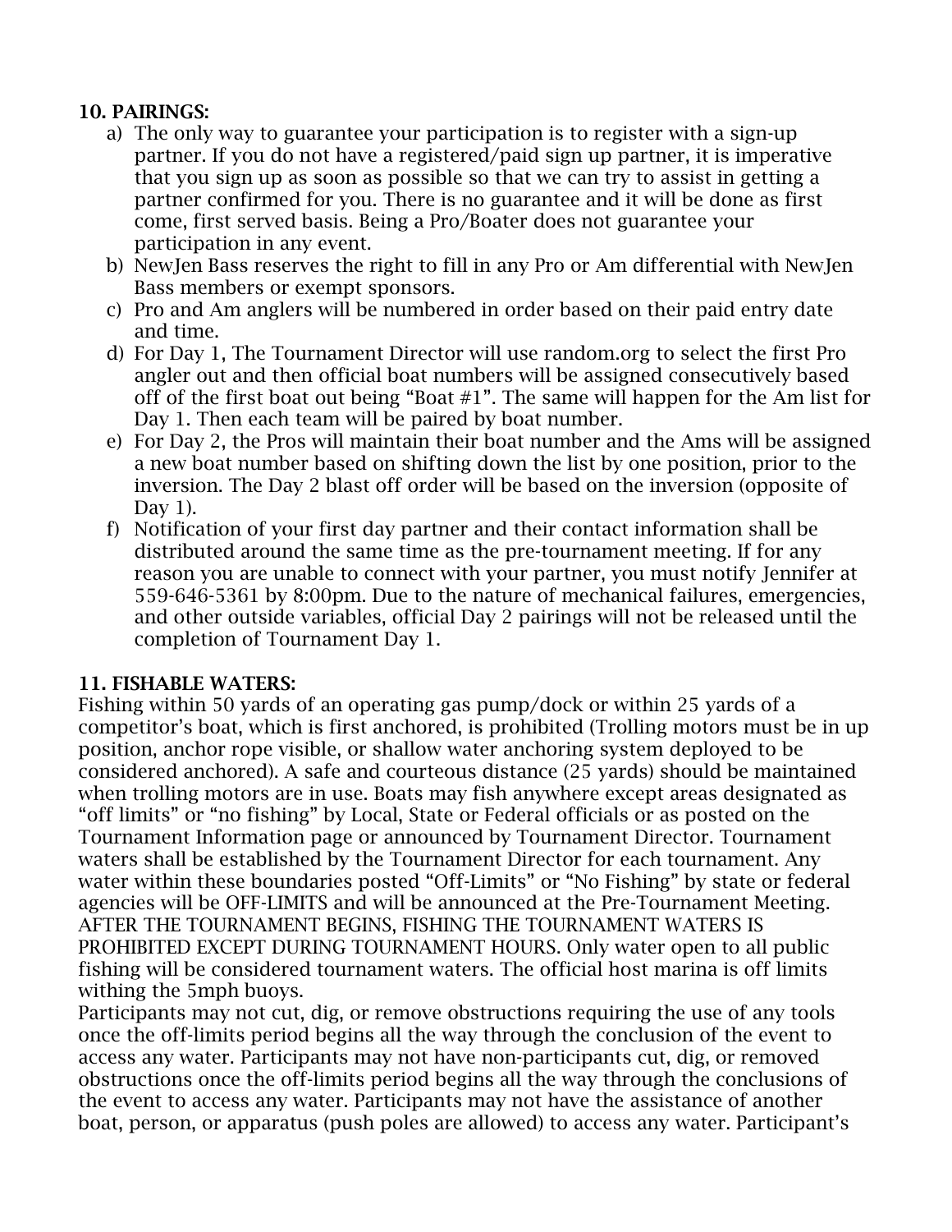**10. PAIRINGS:**

a) The only way to guarantee your participation is to register with a sign-up partner. If you do not have a registered/paid sign up partner, it is imperative that you sign up as soon as possible so that we can try to assist in getting a partner confirmed for you. There is no guarantee and it will be done as first come, first served basis. Being a Pro/Boater does not guarantee your participation in any event.

b) NewJen Bass reserves the right to fill in any Pro or Am differential with NewJen Bass members or exempt sponsors.

c) Pro and Am anglers will be numbered in order based on their paid entry date and time.

d) For Day 1, The Tournament Director will use random.org to select the first Pro angler out and then official boat numbers will be assigned consecutively based off of the first boat out being "Boat #1". The same will happen for the Am list for Day 1. Then each team will be paired by boat number.

e) For Day 2, the Pros will maintain their boat number and the Ams will be assigned a new boat number based on shifting down the list by one position, prior to the inversion. The Day 2 blast off order will be based on the inversion (opposite of Day 1).

f) Notification of your first day partner and their contact information shall be distributed around the same time as the pre-tournament meeting. If for any reason you are unable to connect with your partner, you must notify Jennifer at 559-646-5361 by 8:00pm. Due to the nature of mechanical failures, emergencies, and other outside variables, official Day 2 pairings will not be released until the completion of Tournament Day 1.

**11. FISHABLE WATERS:**

Fishing within 50 yards of an operating gas pump/dock or within 25 yards of a competitor's boat, which is first anchored, is prohibited (Trolling motors must be in up position, anchor rope visible, or shallow water anchoring system deployed to be considered anchored). A safe and courteous distance (25 yards) should be maintained when trolling motors are in use. Boats may fish anywhere except areas designated as "off limits" or "no fishing" by Local, State or Federal officials or as posted on the Tournament Information page or announced by Tournament Director. Tournament waters shall be established by the Tournament Director for each tournament. Any water within these boundaries posted "Off-Limits" or "No Fishing" by state or federal agencies will be OFF-LIMITS and will be announced at the Pre-Tournament Meeting. AFTER THE TOURNAMENT BEGINS, FISHING THE TOURNAMENT WATERS IS PROHIBITED EXCEPT DURING TOURNAMENT HOURS. Only water open to all public fishing will be considered tournament waters. The official host marina is off limits withing the 5mph buoys.

Participants may not cut, dig, or remove obstructions requiring the use of any tools once the off-limits period begins all the way through the conclusion of the event to access any water. Participants may not have non-participants cut, dig, or removed obstructions once the off-limits period begins all the way through the conclusions of the event to access any water. Participants may not have the assistance of another boat, person, or apparatus (push poles are allowed) to access any water. Participant's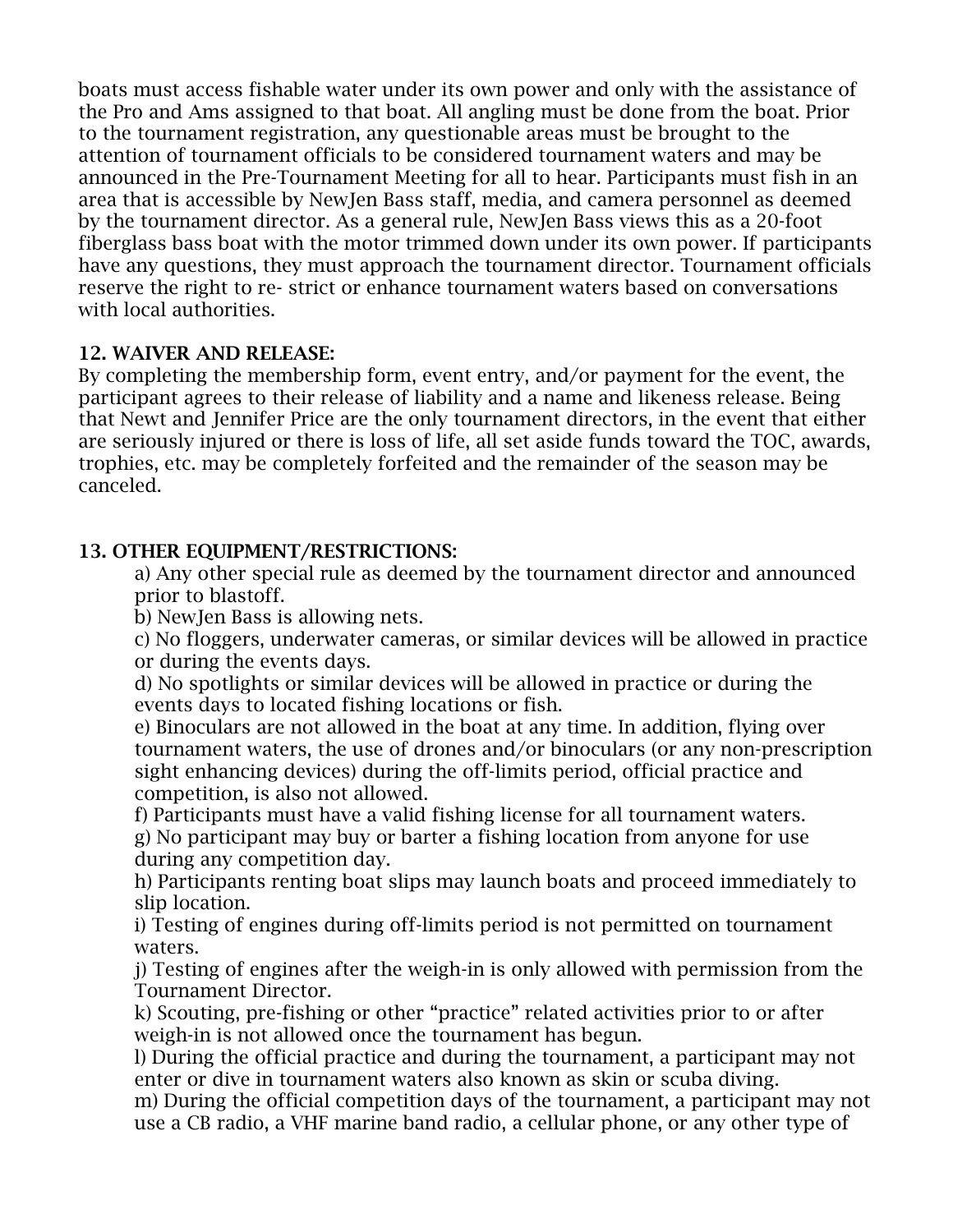boats must access fishable water under its own power and only with the assistance of the Pro and Ams assigned to that boat. All angling must be done from the boat. Prior to the tournament registration, any questionable areas must be brought to the attention of tournament officials to be considered tournament waters and may be announced in the Pre-Tournament Meeting for all to hear. Participants must fish in an area that is accessible by NewJen Bass staff, media, and camera personnel as deemed by the tournament director. As a general rule, NewJen Bass views this as a 20-foot fiberglass bass boat with the motor trimmed down under its own power. If participants have any questions, they must approach the tournament director. Tournament officials reserve the right to re- strict or enhance tournament waters based on conversations with local authorities.

**12. WAIVER AND RELEASE:**

By completing the membership form, event entry, and/or payment for the event, the participant agrees to their release of liability and a name and likeness release. Being that Newt and Jennifer Price are the only tournament directors, in the event that either are seriously injured or there is loss of life, all set aside funds toward the TOC, awards, trophies, etc. may be completely forfeited and the remainder of the season may be canceled.

**13. OTHER EQUIPMENT/RESTRICTIONS:**

a) Any other special rule as deemed by the tournament director and announced prior to blastoff.

b) NewJen Bass is allowing nets.

c) No floggers, underwater cameras, or similar devices will be allowed in practice or during the events days.

d) No spotlights or similar devices will be allowed in practice or during the events days to located fishing locations or fish.

e) Binoculars are not allowed in the boat at any time. In addition, flying over tournament waters, the use of drones and/or binoculars (or any non-prescription sight enhancing devices) during the off-limits period, official practice and competition, is also not allowed.

f) Participants must have a valid fishing license for all tournament waters.

g) No participant may buy or barter a fishing location from anyone for use during any competition day.

h) Participants renting boat slips may launch boats and proceed immediately to slip location.

i) Testing of engines during off-limits period is not permitted on tournament waters.

j) Testing of engines after the weigh-in is only allowed with permission from the Tournament Director.

k) Scouting, pre-fishing or other "practice" related activities prior to or after weigh-in is not allowed once the tournament has begun.

l) During the official practice and during the tournament, a participant may not enter or dive in tournament waters also known as skin or scuba diving.

m) During the official competition days of the tournament, a participant may not use a CB radio, a VHF marine band radio, a cellular phone, or any other type of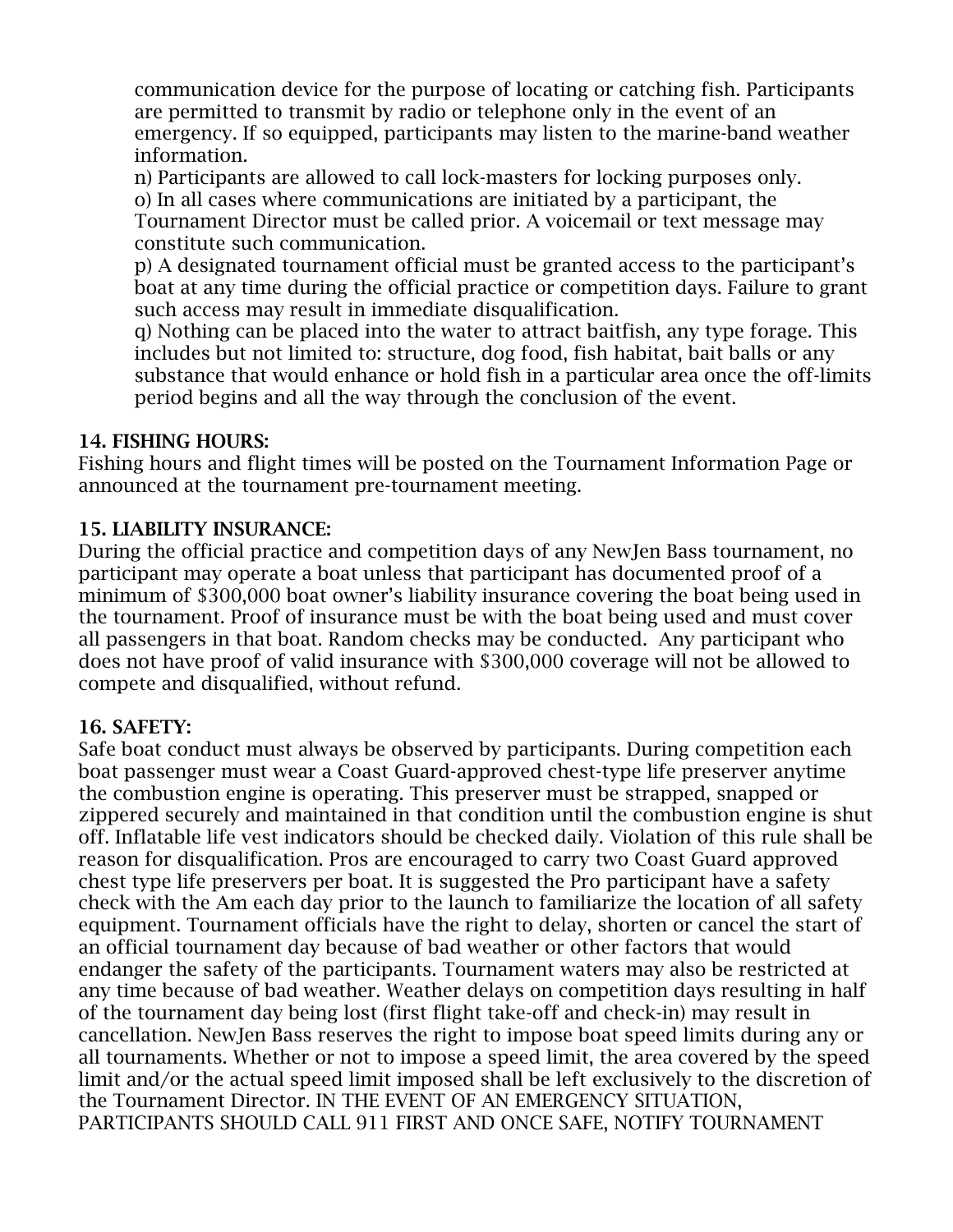communication device for the purpose of locating or catching fish. Participants are permitted to transmit by radio or telephone only in the event of an emergency. If so equipped, participants may listen to the marine-band weather information.

n) Participants are allowed to call lock-masters for locking purposes only.

o) In all cases where communications are initiated by a participant, the Tournament Director must be called prior. A voicemail or text message may constitute such communication.

p) A designated tournament official must be granted access to the participant's boat at any time during the official practice or competition days. Failure to grant such access may result in immediate disqualification.

q) Nothing can be placed into the water to attract baitfish, any type forage. This includes but not limited to: structure, dog food, fish habitat, bait balls or any substance that would enhance or hold fish in a particular area once the off-limits period begins and all the way through the conclusion of the event.

**14. FISHING HOURS:**

Fishing hours and flight times will be posted on the Tournament Information Page or announced at the tournament pre-tournament meeting.

**15. LIABILITY INSURANCE:**

During the official practice and competition days of any NewJen Bass tournament, no participant may operate a boat unless that participant has documented proof of a minimum of $300,000 boat owner's liability insurance covering the boat being used in the tournament. Proof of insurance must be with the boat being used and must cover all passengers in that boat. Random checks may be conducted. Any participant who does not have proof of valid insurance with $300,000 coverage will not be allowed to compete and disqualified, without refund.

**16. SAFETY:**

Safe boat conduct must always be observed by participants. During competition each boat passenger must wear a Coast Guard-approved chest-type life preserver anytime the combustion engine is operating. This preserver must be strapped, snapped or zippered securely and maintained in that condition until the combustion engine is shut off. Inflatable life vest indicators should be checked daily. Violation of this rule shall be reason for disqualification. Pros are encouraged to carry two Coast Guard approved chest type life preservers per boat. It is suggested the Pro participant have a safety check with the Am each day prior to the launch to familiarize the location of all safety equipment. Tournament officials have the right to delay, shorten or cancel the start of an official tournament day because of bad weather or other factors that would endanger the safety of the participants. Tournament waters may also be restricted at any time because of bad weather. Weather delays on competition days resulting in half of the tournament day being lost (first flight take-off and check-in) may result in cancellation. NewJen Bass reserves the right to impose boat speed limits during any or all tournaments. Whether or not to impose a speed limit, the area covered by the speed limit and/or the actual speed limit imposed shall be left exclusively to the discretion of the Tournament Director. IN THE EVENT OF AN EMERGENCY SITUATION, PARTICIPANTS SHOULD CALL 911 FIRST AND ONCE SAFE, NOTIFY TOURNAMENT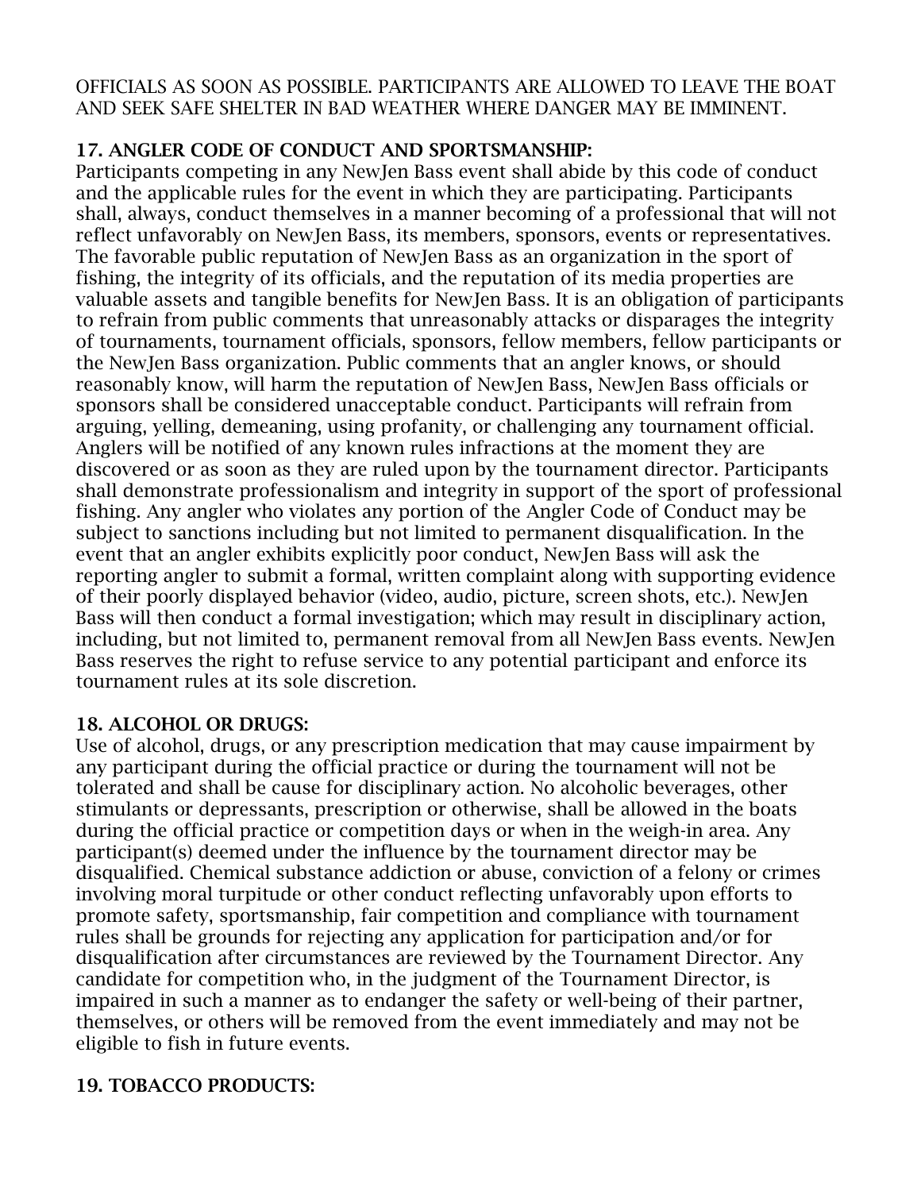OFFICIALS AS SOON AS POSSIBLE. PARTICIPANTS ARE ALLOWED TO LEAVE THE BOAT AND SEEK SAFE SHELTER IN BAD WEATHER WHERE DANGER MAY BE IMMINENT.

### 17. ANGLER CODE OF CONDUCT AND SPORTSMANSHIP:

Participants competing in any NewJen Bass event shall abide by this code of conduct and the applicable rules for the event in which they are participating. Participants shall, always, conduct themselves in a manner becoming of a professional that will not reflect unfavorably on NewJen Bass, its members, sponsors, events or representatives. The favorable public reputation of NewJen Bass as an organization in the sport of fishing, the integrity of its officials, and the reputation of its media properties are valuable assets and tangible benefits for NewJen Bass. It is an obligation of participants to refrain from public comments that unreasonably attacks or disparages the integrity of tournaments, tournament officials, sponsors, fellow members, fellow participants or the NewJen Bass organization. Public comments that an angler knows, or should reasonably know, will harm the reputation of NewJen Bass, NewJen Bass officials or sponsors shall be considered unacceptable conduct. Participants will refrain from arguing, yelling, demeaning, using profanity, or challenging any tournament official. Anglers will be notified of any known rules infractions at the moment they are discovered or as soon as they are ruled upon by the tournament director. Participants shall demonstrate professionalism and integrity in support of the sport of professional fishing. Any angler who violates any portion of the Angler Code of Conduct may be subject to sanctions including but not limited to permanent disqualification. In the event that an angler exhibits explicitly poor conduct, NewJen Bass will ask the reporting angler to submit a formal, written complaint along with supporting evidence of their poorly displayed behavior (video, audio, picture, screen shots, etc.). NewJen Bass will then conduct a formal investigation; which may result in disciplinary action, including, but not limited to, permanent removal from all NewJen Bass events. NewJen Bass reserves the right to refuse service to any potential participant and enforce its tournament rules at its sole discretion.

### 18. ALCOHOL OR DRUGS:

Use of alcohol, drugs, or any prescription medication that may cause impairment by any participant during the official practice or during the tournament will not be tolerated and shall be cause for disciplinary action. No alcoholic beverages, other stimulants or depressants, prescription or otherwise, shall be allowed in the boats during the official practice or competition days or when in the weigh-in area. Any participant(s) deemed under the influence by the tournament director may be disqualified. Chemical substance addiction or abuse, conviction of a felony or crimes involving moral turpitude or other conduct reflecting unfavorably upon efforts to promote safety, sportsmanship, fair competition and compliance with tournament rules shall be grounds for rejecting any application for participation and/or for disqualification after circumstances are reviewed by the Tournament Director. Any candidate for competition who, in the judgment of the Tournament Director, is impaired in such a manner as to endanger the safety or well-being of their partner, themselves, or others will be removed from the event immediately and may not be eligible to fish in future events.

### 19. TOBACCO PRODUCTS: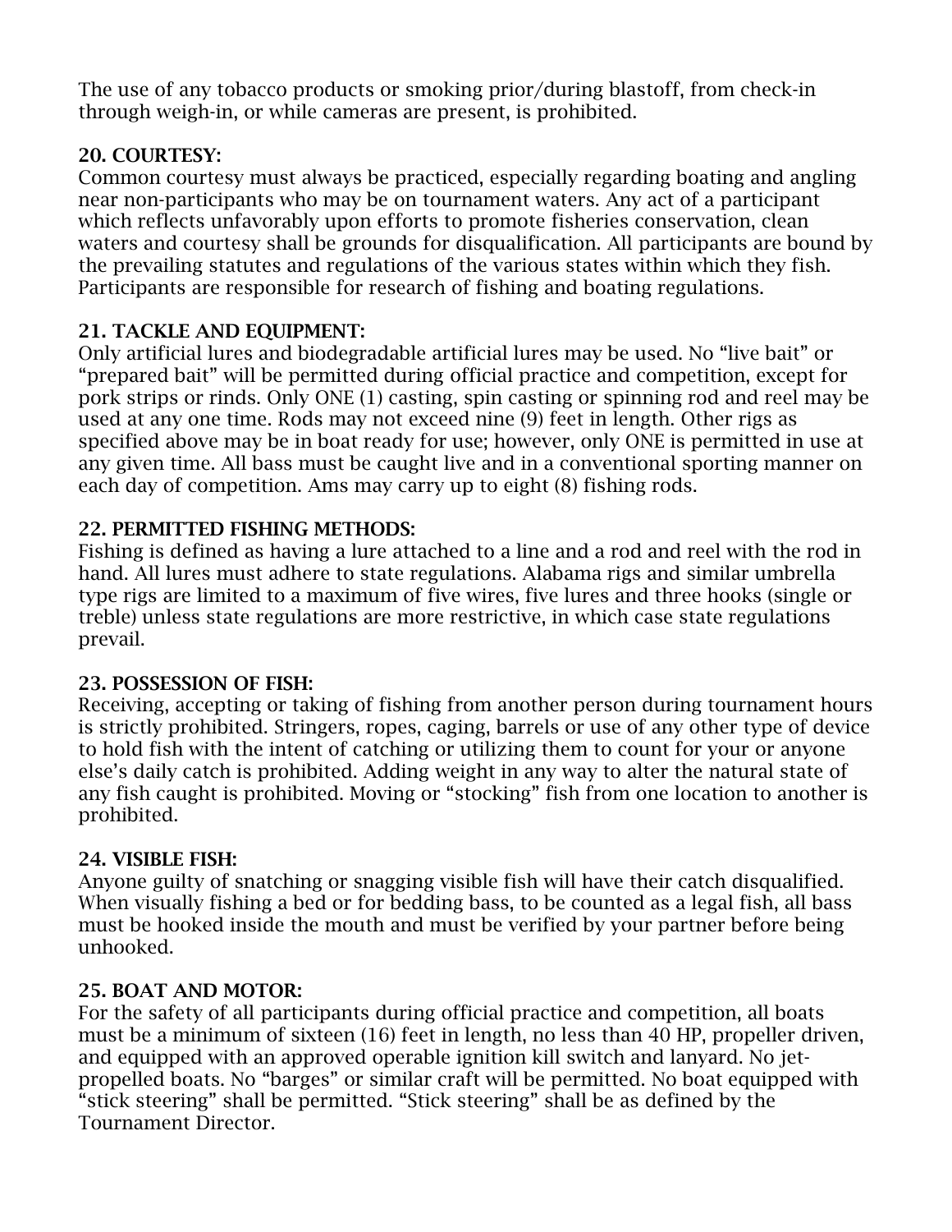The use of any tobacco products or smoking prior/during blastoff, from check-in through weigh-in, or while cameras are present, is prohibited.

**20. COURTESY:**
Common courtesy must always be practiced, especially regarding boating and angling near non-participants who may be on tournament waters. Any act of a participant which reflects unfavorably upon efforts to promote fisheries conservation, clean waters and courtesy shall be grounds for disqualification. All participants are bound by the prevailing statutes and regulations of the various states within which they fish. Participants are responsible for research of fishing and boating regulations.

**21. TACKLE AND EQUIPMENT:**
Only artificial lures and biodegradable artificial lures may be used. No "live bait" or "prepared bait" will be permitted during official practice and competition, except for pork strips or rinds. Only ONE (1) casting, spin casting or spinning rod and reel may be used at any one time. Rods may not exceed nine (9) feet in length. Other rigs as specified above may be in boat ready for use; however, only ONE is permitted in use at any given time. All bass must be caught live and in a conventional sporting manner on each day of competition. Ams may carry up to eight (8) fishing rods.

**22. PERMITTED FISHING METHODS:**
Fishing is defined as having a lure attached to a line and a rod and reel with the rod in hand. All lures must adhere to state regulations. Alabama rigs and similar umbrella type rigs are limited to a maximum of five wires, five lures and three hooks (single or treble) unless state regulations are more restrictive, in which case state regulations prevail.

**23. POSSESSION OF FISH:**
Receiving, accepting or taking of fishing from another person during tournament hours is strictly prohibited. Stringers, ropes, caging, barrels or use of any other type of device to hold fish with the intent of catching or utilizing them to count for your or anyone else's daily catch is prohibited. Adding weight in any way to alter the natural state of any fish caught is prohibited. Moving or "stocking" fish from one location to another is prohibited.

**24. VISIBLE FISH:**
Anyone guilty of snatching or snagging visible fish will have their catch disqualified. When visually fishing a bed or for bedding bass, to be counted as a legal fish, all bass must be hooked inside the mouth and must be verified by your partner before being unhooked.

**25. BOAT AND MOTOR:**
For the safety of all participants during official practice and competition, all boats must be a minimum of sixteen (16) feet in length, no less than 40 HP, propeller driven, and equipped with an approved operable ignition kill switch and lanyard. No jet-propelled boats. No "barges" or similar craft will be permitted. No boat equipped with "stick steering" shall be permitted. "Stick steering" shall be as defined by the Tournament Director.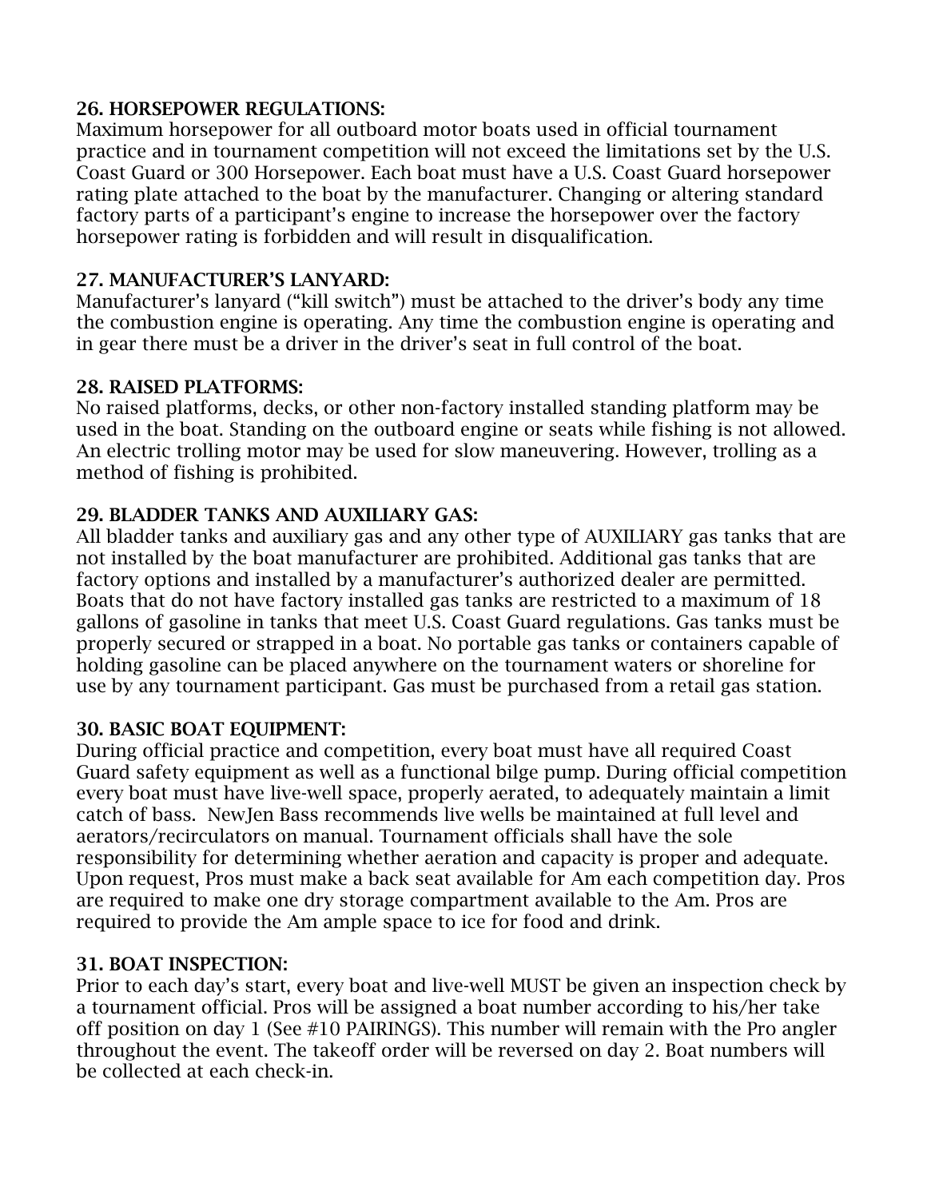### 26. HORSEPOWER REGULATIONS:

Maximum horsepower for all outboard motor boats used in official tournament practice and in tournament competition will not exceed the limitations set by the U.S. Coast Guard or 300 Horsepower. Each boat must have a U.S. Coast Guard horsepower rating plate attached to the boat by the manufacturer. Changing or altering standard factory parts of a participant's engine to increase the horsepower over the factory horsepower rating is forbidden and will result in disqualification.

### 27. MANUFACTURER'S LANYARD:

Manufacturer's lanyard ("kill switch") must be attached to the driver's body any time the combustion engine is operating. Any time the combustion engine is operating and in gear there must be a driver in the driver's seat in full control of the boat.

### 28. RAISED PLATFORMS:

No raised platforms, decks, or other non-factory installed standing platform may be used in the boat. Standing on the outboard engine or seats while fishing is not allowed. An electric trolling motor may be used for slow maneuvering. However, trolling as a method of fishing is prohibited.

### 29. BLADDER TANKS AND AUXILIARY GAS:

All bladder tanks and auxiliary gas and any other type of AUXILIARY gas tanks that are not installed by the boat manufacturer are prohibited. Additional gas tanks that are factory options and installed by a manufacturer's authorized dealer are permitted. Boats that do not have factory installed gas tanks are restricted to a maximum of 18 gallons of gasoline in tanks that meet U.S. Coast Guard regulations. Gas tanks must be properly secured or strapped in a boat. No portable gas tanks or containers capable of holding gasoline can be placed anywhere on the tournament waters or shoreline for use by any tournament participant. Gas must be purchased from a retail gas station.

### 30. BASIC BOAT EQUIPMENT:

During official practice and competition, every boat must have all required Coast Guard safety equipment as well as a functional bilge pump. During official competition every boat must have live-well space, properly aerated, to adequately maintain a limit catch of bass. NewJen Bass recommends live wells be maintained at full level and aerators/recirculators on manual. Tournament officials shall have the sole responsibility for determining whether aeration and capacity is proper and adequate. Upon request, Pros must make a back seat available for Am each competition day. Pros are required to make one dry storage compartment available to the Am. Pros are required to provide the Am ample space to ice for food and drink.

### 31. BOAT INSPECTION:

Prior to each day's start, every boat and live-well MUST be given an inspection check by a tournament official. Pros will be assigned a boat number according to his/her take off position on day 1 (See #10 PAIRINGS). This number will remain with the Pro angler throughout the event. The takeoff order will be reversed on day 2. Boat numbers will be collected at each check-in.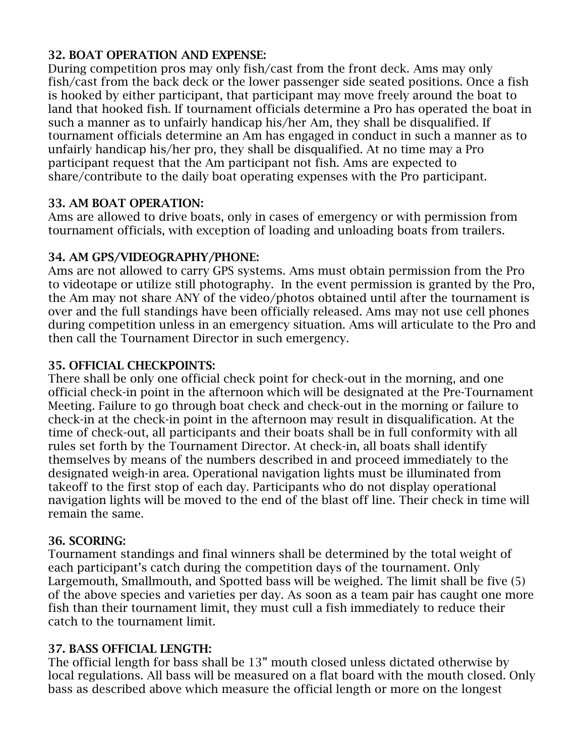**32. BOAT OPERATION AND EXPENSE:**
During competition pros may only fish/cast from the front deck. Ams may only fish/cast from the back deck or the lower passenger side seated positions. Once a fish is hooked by either participant, that participant may move freely around the boat to land that hooked fish. If tournament officials determine a Pro has operated the boat in such a manner as to unfairly handicap his/her Am, they shall be disqualified. If tournament officials determine an Am has engaged in conduct in such a manner as to unfairly handicap his/her pro, they shall be disqualified. At no time may a Pro participant request that the Am participant not fish. Ams are expected to share/contribute to the daily boat operating expenses with the Pro participant.

**33. AM BOAT OPERATION:**
Ams are allowed to drive boats, only in cases of emergency or with permission from tournament officials, with exception of loading and unloading boats from trailers.

**34. AM GPS/VIDEOGRAPHY/PHONE:**
Ams are not allowed to carry GPS systems. Ams must obtain permission from the Pro to videotape or utilize still photography. In the event permission is granted by the Pro, the Am may not share ANY of the video/photos obtained until after the tournament is over and the full standings have been officially released. Ams may not use cell phones during competition unless in an emergency situation. Ams will articulate to the Pro and then call the Tournament Director in such emergency.

**35. OFFICIAL CHECKPOINTS:**
There shall be only one official check point for check-out in the morning, and one official check-in point in the afternoon which will be designated at the Pre-Tournament Meeting. Failure to go through boat check and check-out in the morning or failure to check-in at the check-in point in the afternoon may result in disqualification. At the time of check-out, all participants and their boats shall be in full conformity with all rules set forth by the Tournament Director. At check-in, all boats shall identify themselves by means of the numbers described in and proceed immediately to the designated weigh-in area. Operational navigation lights must be illuminated from takeoff to the first stop of each day. Participants who do not display operational navigation lights will be moved to the end of the blast off line. Their check in time will remain the same.

**36. SCORING:**
Tournament standings and final winners shall be determined by the total weight of each participant's catch during the competition days of the tournament. Only Largemouth, Smallmouth, and Spotted bass will be weighed. The limit shall be five (5) of the above species and varieties per day. As soon as a team pair has caught one more fish than their tournament limit, they must cull a fish immediately to reduce their catch to the tournament limit.

**37. BASS OFFICIAL LENGTH:**
The official length for bass shall be 13" mouth closed unless dictated otherwise by local regulations. All bass will be measured on a flat board with the mouth closed. Only bass as described above which measure the official length or more on the longest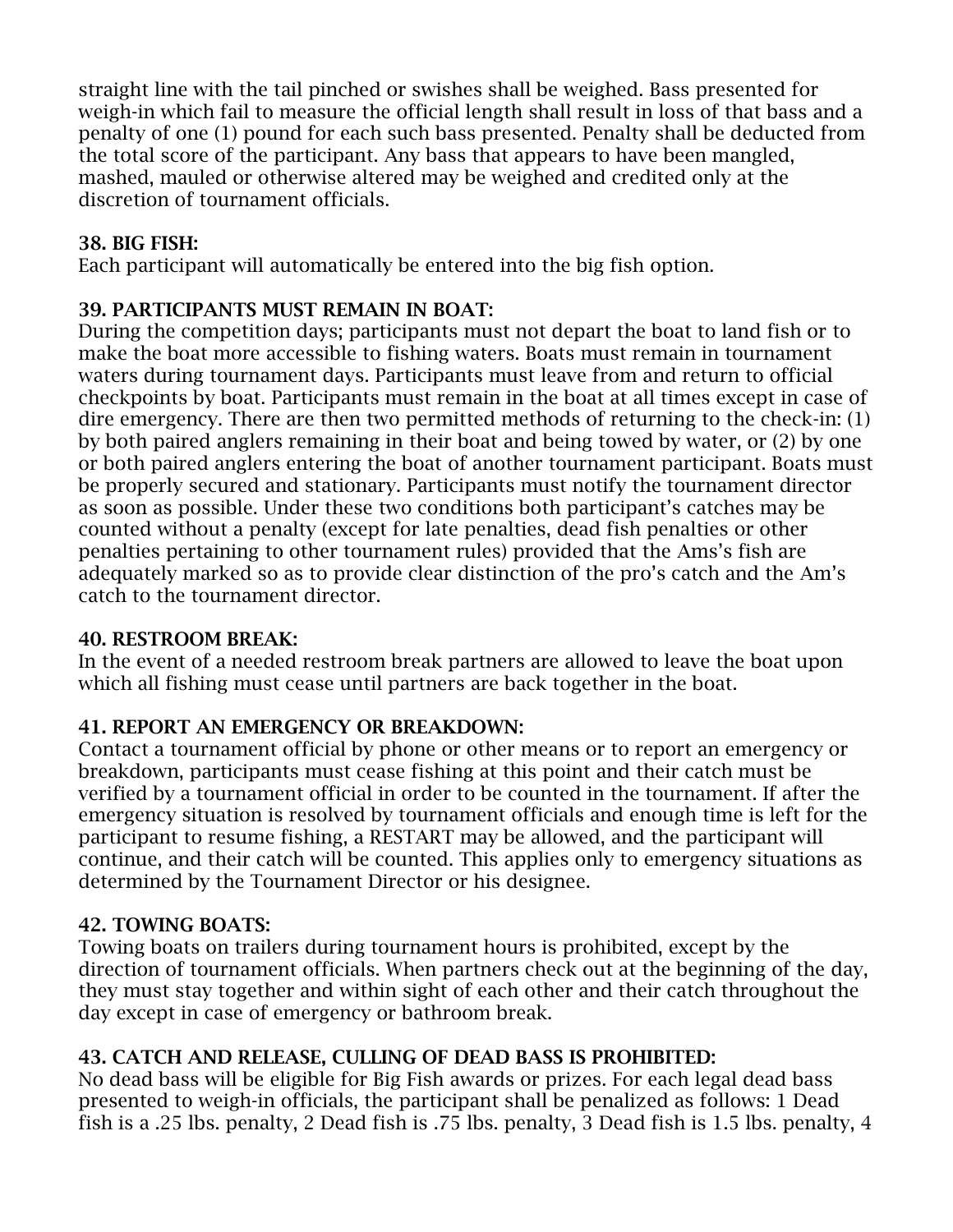straight line with the tail pinched or swishes shall be weighed. Bass presented for weigh-in which fail to measure the official length shall result in loss of that bass and a penalty of one (1) pound for each such bass presented. Penalty shall be deducted from the total score of the participant. Any bass that appears to have been mangled, mashed, mauled or otherwise altered may be weighed and credited only at the discretion of tournament officials.

**38. BIG FISH:**
Each participant will automatically be entered into the big fish option.

**39. PARTICIPANTS MUST REMAIN IN BOAT:**
During the competition days; participants must not depart the boat to land fish or to make the boat more accessible to fishing waters. Boats must remain in tournament waters during tournament days. Participants must leave from and return to official checkpoints by boat. Participants must remain in the boat at all times except in case of dire emergency. There are then two permitted methods of returning to the check-in: (1) by both paired anglers remaining in their boat and being towed by water, or (2) by one or both paired anglers entering the boat of another tournament participant. Boats must be properly secured and stationary. Participants must notify the tournament director as soon as possible. Under these two conditions both participant's catches may be counted without a penalty (except for late penalties, dead fish penalties or other penalties pertaining to other tournament rules) provided that the Ams's fish are adequately marked so as to provide clear distinction of the pro's catch and the Am's catch to the tournament director.

**40. RESTROOM BREAK:**
In the event of a needed restroom break partners are allowed to leave the boat upon which all fishing must cease until partners are back together in the boat.

**41. REPORT AN EMERGENCY OR BREAKDOWN:**
Contact a tournament official by phone or other means or to report an emergency or breakdown, participants must cease fishing at this point and their catch must be verified by a tournament official in order to be counted in the tournament. If after the emergency situation is resolved by tournament officials and enough time is left for the participant to resume fishing, a RESTART may be allowed, and the participant will continue, and their catch will be counted. This applies only to emergency situations as determined by the Tournament Director or his designee.

**42. TOWING BOATS:**
Towing boats on trailers during tournament hours is prohibited, except by the direction of tournament officials. When partners check out at the beginning of the day, they must stay together and within sight of each other and their catch throughout the day except in case of emergency or bathroom break.

**43. CATCH AND RELEASE, CULLING OF DEAD BASS IS PROHIBITED:**
No dead bass will be eligible for Big Fish awards or prizes. For each legal dead bass presented to weigh-in officials, the participant shall be penalized as follows: 1 Dead fish is a .25 lbs. penalty, 2 Dead fish is .75 lbs. penalty, 3 Dead fish is 1.5 lbs. penalty, 4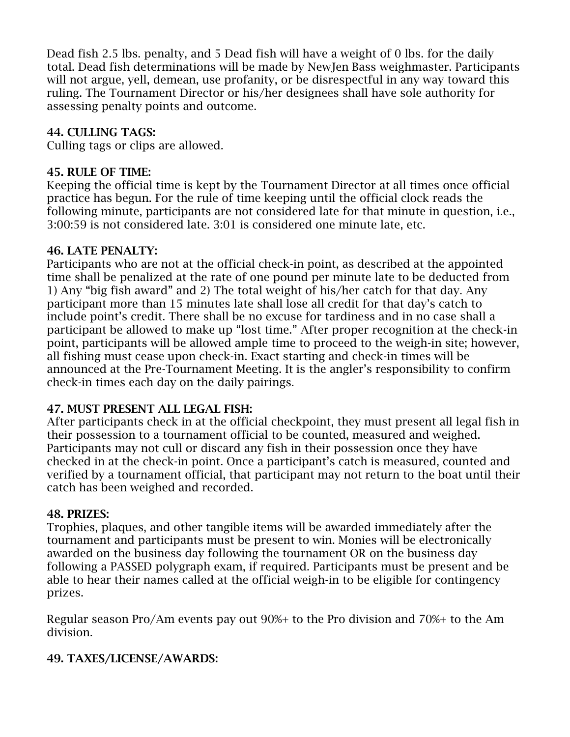Dead fish 2.5 lbs. penalty, and 5 Dead fish will have a weight of 0 lbs. for the daily total. Dead fish determinations will be made by NewJen Bass weighmaster. Participants will not argue, yell, demean, use profanity, or be disrespectful in any way toward this ruling. The Tournament Director or his/her designees shall have sole authority for assessing penalty points and outcome.

### 44. CULLING TAGS:

Culling tags or clips are allowed.

### 45. RULE OF TIME:

Keeping the official time is kept by the Tournament Director at all times once official practice has begun. For the rule of time keeping until the official clock reads the following minute, participants are not considered late for that minute in question, i.e., 3:00:59 is not considered late. 3:01 is considered one minute late, etc.

### 46. LATE PENALTY:

Participants who are not at the official check-in point, as described at the appointed time shall be penalized at the rate of one pound per minute late to be deducted from 1) Any "big fish award" and 2) The total weight of his/her catch for that day. Any participant more than 15 minutes late shall lose all credit for that day's catch to include point's credit. There shall be no excuse for tardiness and in no case shall a participant be allowed to make up "lost time." After proper recognition at the check-in point, participants will be allowed ample time to proceed to the weigh-in site; however, all fishing must cease upon check-in. Exact starting and check-in times will be announced at the Pre-Tournament Meeting. It is the angler's responsibility to confirm check-in times each day on the daily pairings.

### 47. MUST PRESENT ALL LEGAL FISH:

After participants check in at the official checkpoint, they must present all legal fish in their possession to a tournament official to be counted, measured and weighed. Participants may not cull or discard any fish in their possession once they have checked in at the check-in point. Once a participant's catch is measured, counted and verified by a tournament official, that participant may not return to the boat until their catch has been weighed and recorded.

### 48. PRIZES:

Trophies, plaques, and other tangible items will be awarded immediately after the tournament and participants must be present to win. Monies will be electronically awarded on the business day following the tournament OR on the business day following a PASSED polygraph exam, if required. Participants must be present and be able to hear their names called at the official weigh-in to be eligible for contingency prizes.

Regular season Pro/Am events pay out 90%+ to the Pro division and 70%+ to the Am division.

### 49. TAXES/LICENSE/AWARDS: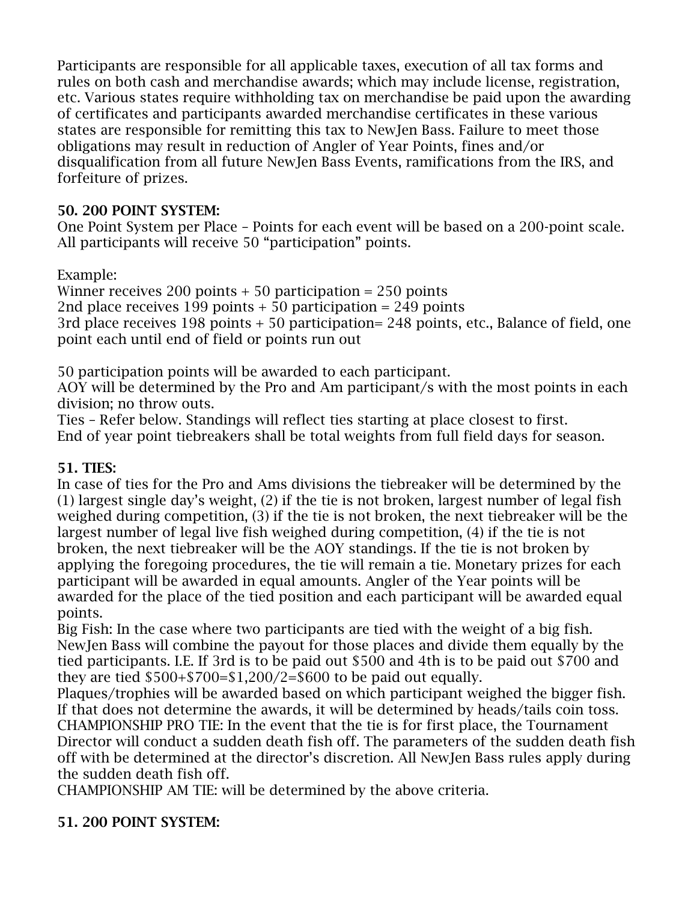Participants are responsible for all applicable taxes, execution of all tax forms and rules on both cash and merchandise awards; which may include license, registration, etc. Various states require withholding tax on merchandise be paid upon the awarding of certificates and participants awarded merchandise certificates in these various states are responsible for remitting this tax to NewJen Bass. Failure to meet those obligations may result in reduction of Angler of Year Points, fines and/or disqualification from all future NewJen Bass Events, ramifications from the IRS, and forfeiture of prizes.

### 50. 200 POINT SYSTEM:

One Point System per Place – Points for each event will be based on a 200-point scale. All participants will receive 50 "participation" points.

Example:
Winner receives 200 points + 50 participation = 250 points
2nd place receives 199 points + 50 participation = 249 points
3rd place receives 198 points + 50 participation= 248 points, etc., Balance of field, one point each until end of field or points run out

50 participation points will be awarded to each participant.
AOY will be determined by the Pro and Am participant/s with the most points in each division; no throw outs.
Ties – Refer below. Standings will reflect ties starting at place closest to first.
End of year point tiebreakers shall be total weights from full field days for season.

### 51. TIES:

In case of ties for the Pro and Ams divisions the tiebreaker will be determined by the (1) largest single day's weight, (2) if the tie is not broken, largest number of legal fish weighed during competition, (3) if the tie is not broken, the next tiebreaker will be the largest number of legal live fish weighed during competition, (4) if the tie is not broken, the next tiebreaker will be the AOY standings. If the tie is not broken by applying the foregoing procedures, the tie will remain a tie. Monetary prizes for each participant will be awarded in equal amounts. Angler of the Year points will be awarded for the place of the tied position and each participant will be awarded equal points.
Big Fish: In the case where two participants are tied with the weight of a big fish. NewJen Bass will combine the payout for those places and divide them equally by the tied participants. I.E. If 3rd is to be paid out $500 and 4th is to be paid out $700 and they are tied $500+$700=$1,200/2=$600 to be paid out equally.
Plaques/trophies will be awarded based on which participant weighed the bigger fish. If that does not determine the awards, it will be determined by heads/tails coin toss.
CHAMPIONSHIP PRO TIE: In the event that the tie is for first place, the Tournament Director will conduct a sudden death fish off. The parameters of the sudden death fish off with be determined at the director's discretion. All NewJen Bass rules apply during the sudden death fish off.
CHAMPIONSHIP AM TIE: will be determined by the above criteria.

### 51. 200 POINT SYSTEM: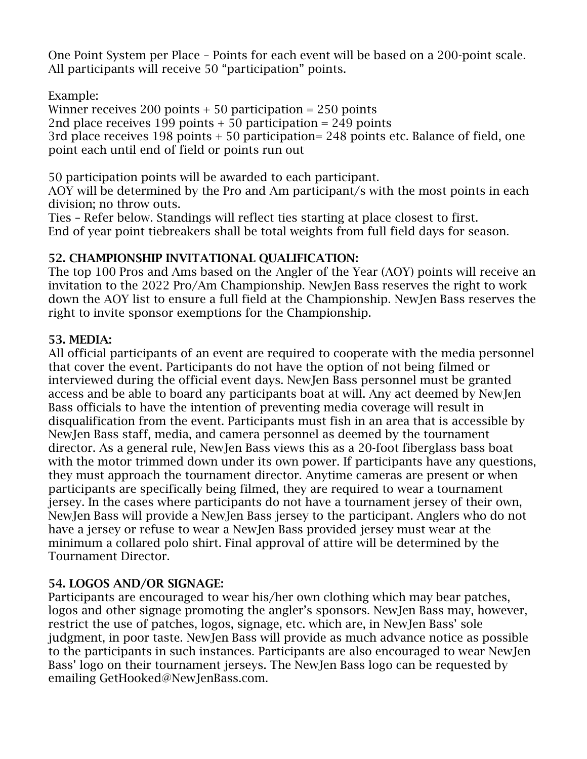One Point System per Place – Points for each event will be based on a 200-point scale. All participants will receive 50 "participation" points.

Example:
Winner receives 200 points + 50 participation = 250 points
2nd place receives 199 points + 50 participation = 249 points
3rd place receives 198 points + 50 participation= 248 points etc. Balance of field, one point each until end of field or points run out

50 participation points will be awarded to each participant.
AOY will be determined by the Pro and Am participant/s with the most points in each division; no throw outs.
Ties – Refer below. Standings will reflect ties starting at place closest to first.
End of year point tiebreakers shall be total weights from full field days for season.

**52. CHAMPIONSHIP INVITATIONAL QUALIFICATION:**
The top 100 Pros and Ams based on the Angler of the Year (AOY) points will receive an invitation to the 2022 Pro/Am Championship. NewJen Bass reserves the right to work down the AOY list to ensure a full field at the Championship. NewJen Bass reserves the right to invite sponsor exemptions for the Championship.

**53. MEDIA:**
All official participants of an event are required to cooperate with the media personnel that cover the event. Participants do not have the option of not being filmed or interviewed during the official event days. NewJen Bass personnel must be granted access and be able to board any participants boat at will. Any act deemed by NewJen Bass officials to have the intention of preventing media coverage will result in disqualification from the event. Participants must fish in an area that is accessible by NewJen Bass staff, media, and camera personnel as deemed by the tournament director. As a general rule, NewJen Bass views this as a 20-foot fiberglass bass boat with the motor trimmed down under its own power. If participants have any questions, they must approach the tournament director. Anytime cameras are present or when participants are specifically being filmed, they are required to wear a tournament jersey. In the cases where participants do not have a tournament jersey of their own, NewJen Bass will provide a NewJen Bass jersey to the participant. Anglers who do not have a jersey or refuse to wear a NewJen Bass provided jersey must wear at the minimum a collared polo shirt. Final approval of attire will be determined by the Tournament Director.

**54. LOGOS AND/OR SIGNAGE:**
Participants are encouraged to wear his/her own clothing which may bear patches, logos and other signage promoting the angler's sponsors. NewJen Bass may, however, restrict the use of patches, logos, signage, etc. which are, in NewJen Bass' sole judgment, in poor taste. NewJen Bass will provide as much advance notice as possible to the participants in such instances. Participants are also encouraged to wear NewJen Bass' logo on their tournament jerseys. The NewJen Bass logo can be requested by emailing GetHooked@NewJenBass.com.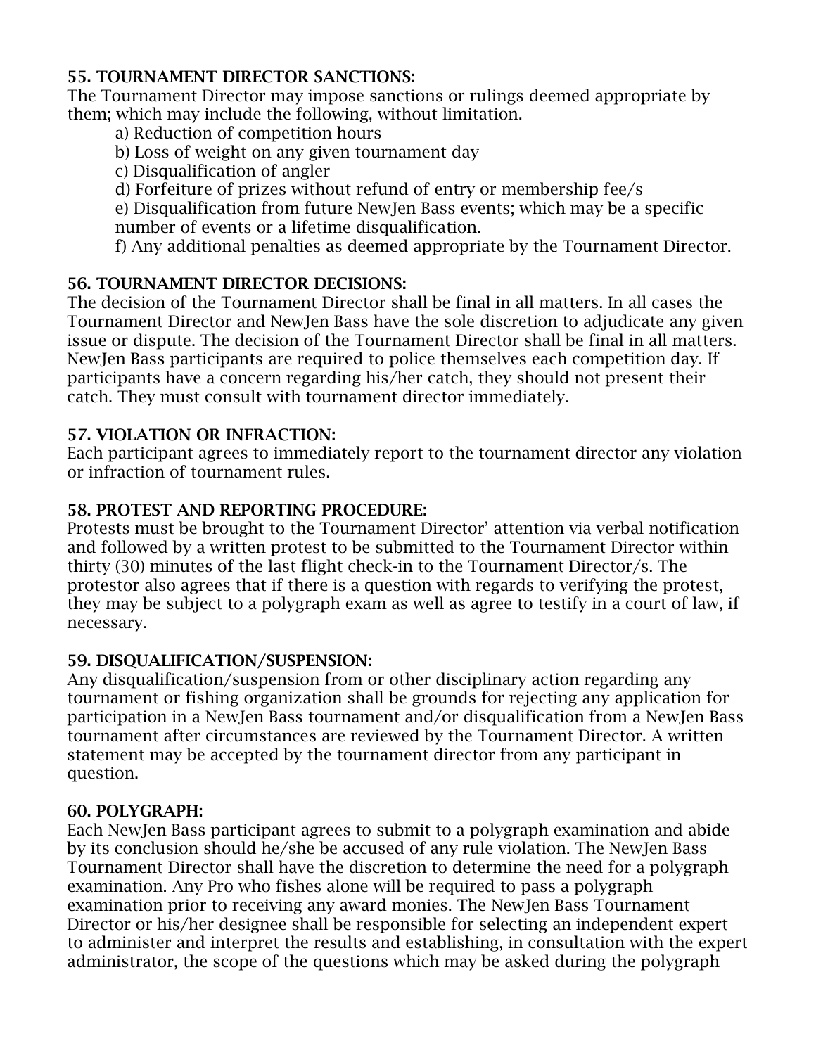### 55. TOURNAMENT DIRECTOR SANCTIONS:

The Tournament Director may impose sanctions or rulings deemed appropriate by them; which may include the following, without limitation.

a) Reduction of competition hours
b) Loss of weight on any given tournament day
c) Disqualification of angler
d) Forfeiture of prizes without refund of entry or membership fee/s
e) Disqualification from future NewJen Bass events; which may be a specific number of events or a lifetime disqualification.
f) Any additional penalties as deemed appropriate by the Tournament Director.

### 56. TOURNAMENT DIRECTOR DECISIONS:

The decision of the Tournament Director shall be final in all matters. In all cases the Tournament Director and NewJen Bass have the sole discretion to adjudicate any given issue or dispute. The decision of the Tournament Director shall be final in all matters. NewJen Bass participants are required to police themselves each competition day. If participants have a concern regarding his/her catch, they should not present their catch. They must consult with tournament director immediately.

### 57. VIOLATION OR INFRACTION:

Each participant agrees to immediately report to the tournament director any violation or infraction of tournament rules.

### 58. PROTEST AND REPORTING PROCEDURE:

Protests must be brought to the Tournament Director' attention via verbal notification and followed by a written protest to be submitted to the Tournament Director within thirty (30) minutes of the last flight check-in to the Tournament Director/s. The protestor also agrees that if there is a question with regards to verifying the protest, they may be subject to a polygraph exam as well as agree to testify in a court of law, if necessary.

### 59. DISQUALIFICATION/SUSPENSION:

Any disqualification/suspension from or other disciplinary action regarding any tournament or fishing organization shall be grounds for rejecting any application for participation in a NewJen Bass tournament and/or disqualification from a NewJen Bass tournament after circumstances are reviewed by the Tournament Director. A written statement may be accepted by the tournament director from any participant in question.

### 60. POLYGRAPH:

Each NewJen Bass participant agrees to submit to a polygraph examination and abide by its conclusion should he/she be accused of any rule violation. The NewJen Bass Tournament Director shall have the discretion to determine the need for a polygraph examination. Any Pro who fishes alone will be required to pass a polygraph examination prior to receiving any award monies. The NewJen Bass Tournament Director or his/her designee shall be responsible for selecting an independent expert to administer and interpret the results and establishing, in consultation with the expert administrator, the scope of the questions which may be asked during the polygraph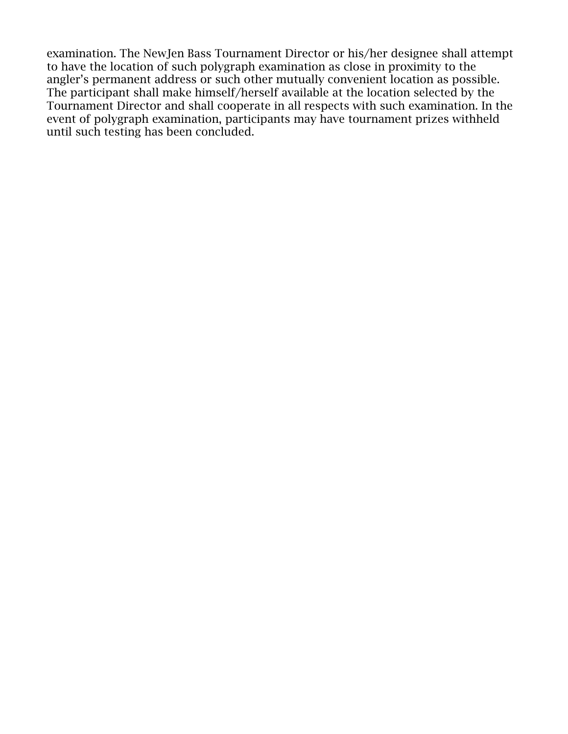examination. The NewJen Bass Tournament Director or his/her designee shall attempt to have the location of such polygraph examination as close in proximity to the angler's permanent address or such other mutually convenient location as possible. The participant shall make himself/herself available at the location selected by the Tournament Director and shall cooperate in all respects with such examination. In the event of polygraph examination, participants may have tournament prizes withheld until such testing has been concluded.